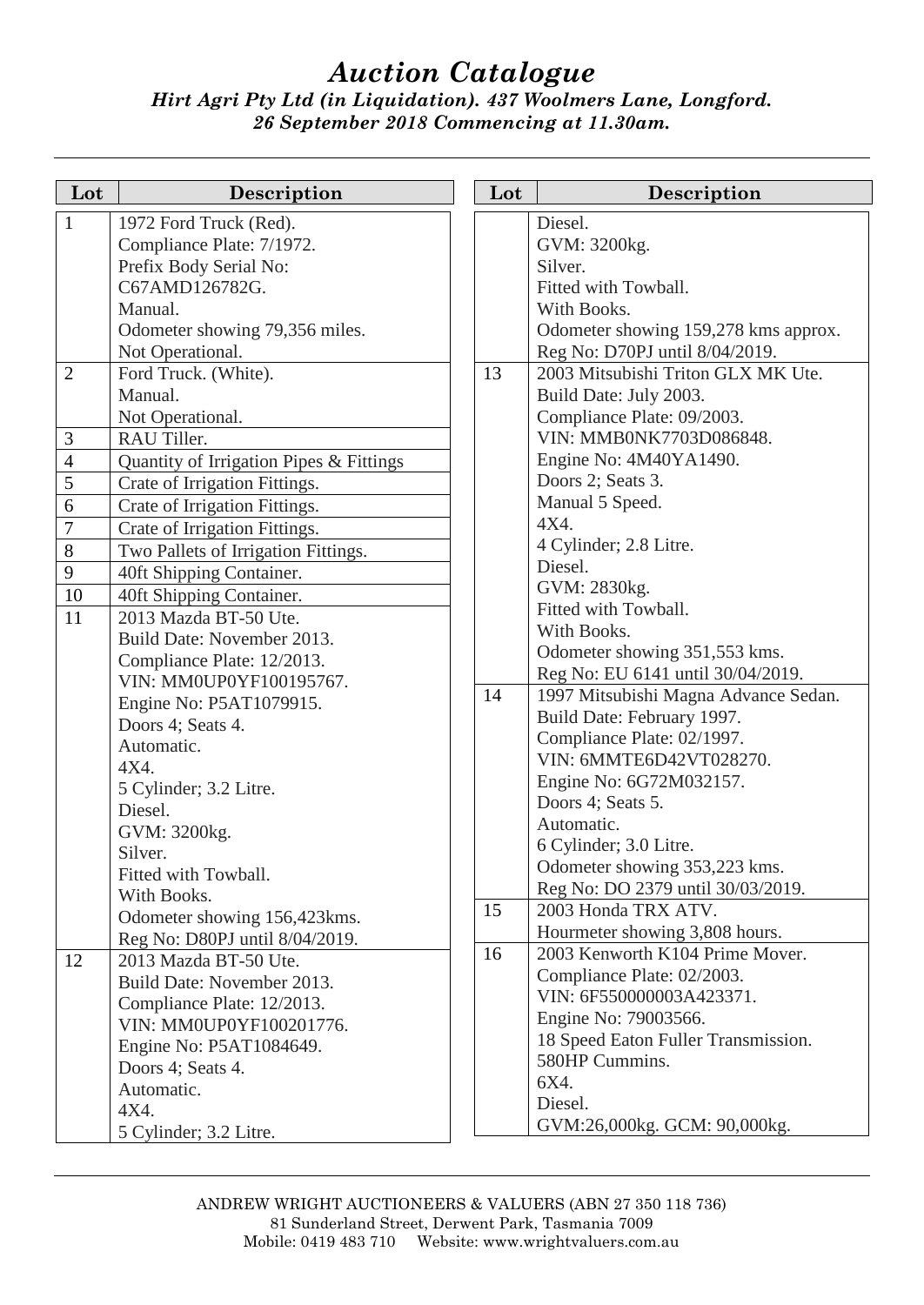# *Auction Catalogue*

***Hirt Agri Pty Ltd (in Liquidation). 437 Woolmers Lane, Longford.***

***26 September 2018 Commencing at 11.30am.***

| Lot | Description |
|---|---|
| 1 | 1972 Ford Truck (Red).<br>Compliance Plate: 7/1972.<br>Prefix Body Serial No:<br>C67AMD126782G.<br>Manual.<br>Odometer showing 79,356 miles.<br>Not Operational. |
| 2 | Ford Truck. (White).<br>Manual.<br>Not Operational. |
| 3 | RAU Tiller. |
| 4 | Quantity of Irrigation Pipes & Fittings |
| 5 | Crate of Irrigation Fittings. |
| 6 | Crate of Irrigation Fittings. |
| 7 | Crate of Irrigation Fittings. |
| 8 | Two Pallets of Irrigation Fittings. |
| 9 | 40ft Shipping Container. |
| 10 | 40ft Shipping Container. |
| 11 | 2013 Mazda BT-50 Ute.<br>Build Date: November 2013.<br>Compliance Plate: 12/2013.<br>VIN: MM0UP0YF100195767.<br>Engine No: P5AT1079915.<br>Doors 4; Seats 4.<br>Automatic.<br>4X4.<br>5 Cylinder; 3.2 Litre.<br>Diesel.<br>GVM: 3200kg.<br>Silver.<br>Fitted with Towball.<br>With Books.<br>Odometer showing 156,423kms.<br>Reg No: D80PJ until 8/04/2019. |
| 12 | 2013 Mazda BT-50 Ute.<br>Build Date: November 2013.<br>Compliance Plate: 12/2013.<br>VIN: MM0UP0YF100201776.<br>Engine No: P5AT1084649.<br>Doors 4; Seats 4.<br>Automatic.<br>4X4.<br>5 Cylinder; 3.2 Litre.<br>Diesel.<br>GVM: 3200kg.<br>Silver.<br>Fitted with Towball.<br>With Books.<br>Odometer showing 159,278 kms approx.<br>Reg No: D70PJ until 8/04/2019. |
| 13 | 2003 Mitsubishi Triton GLX MK Ute.<br>Build Date: July 2003.<br>Compliance Plate: 09/2003.<br>VIN: MMB0NK7703D086848.<br>Engine No: 4M40YA1490.<br>Doors 2; Seats 3.<br>Manual 5 Speed.<br>4X4.<br>4 Cylinder; 2.8 Litre.<br>Diesel.<br>GVM: 2830kg.<br>Fitted with Towball.<br>With Books.<br>Odometer showing 351,553 kms.<br>Reg No: EU 6141 until 30/04/2019. |
| 14 | 1997 Mitsubishi Magna Advance Sedan.<br>Build Date: February 1997.<br>Compliance Plate: 02/1997.<br>VIN: 6MMTE6D42VT028270.<br>Engine No: 6G72M032157.<br>Doors 4; Seats 5.<br>Automatic.<br>6 Cylinder; 3.0 Litre.<br>Odometer showing 353,223 kms.<br>Reg No: DO 2379 until 30/03/2019. |
| 15 | 2003 Honda TRX ATV.<br>Hourmeter showing 3,808 hours. |
| 16 | 2003 Kenworth K104 Prime Mover.<br>Compliance Plate: 02/2003.<br>VIN: 6F550000003A423371.<br>Engine No: 79003566.<br>18 Speed Eaton Fuller Transmission.<br>580HP Cummins.<br>6X4.<br>Diesel.<br>GVM:26,000kg. GCM: 90,000kg. |

ANDREW WRIGHT AUCTIONEERS & VALUERS (ABN 27 350 118 736)
81 Sunderland Street, Derwent Park, Tasmania 7009
Mobile: 0419 483 710 Website: www.wrightvaluers.com.au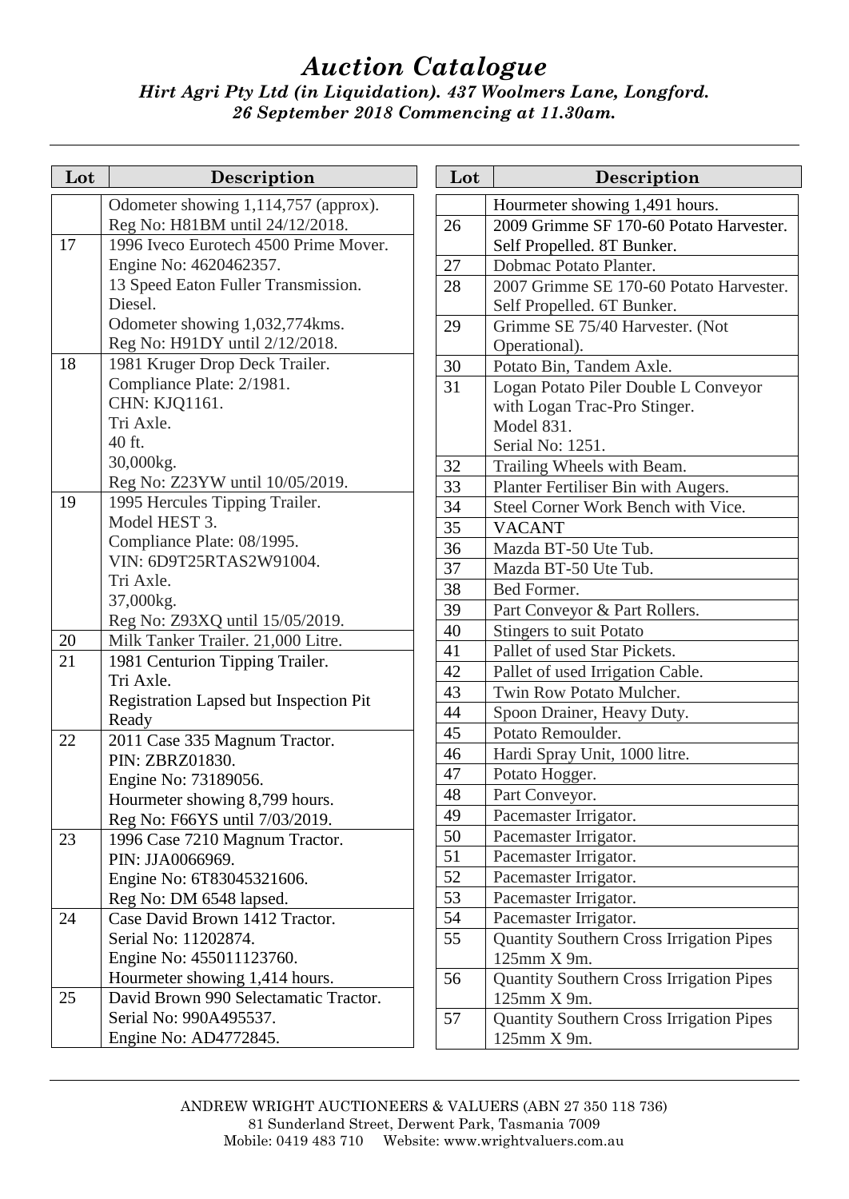# *Auction Catalogue*

***Hirt Agri Pty Ltd (in Liquidation). 437 Woolmers Lane, Longford.***
***26 September 2018 Commencing at 11.30am.***

| Lot | Description |
|---|---|
| | Odometer showing 1,114,757 (approx).<br>Reg No: H81BM until 24/12/2018. |
| 17 | 1996 Iveco Eurotech 4500 Prime Mover.<br>Engine No: 4620462357.<br>13 Speed Eaton Fuller Transmission.<br>Diesel.<br>Odometer showing 1,032,774kms.<br>Reg No: H91DY until 2/12/2018. |
| 18 | 1981 Kruger Drop Deck Trailer.<br>Compliance Plate: 2/1981.<br>CHN: KJQ1161.<br>Tri Axle.<br>40 ft.<br>30,000kg.<br>Reg No: Z23YW until 10/05/2019. |
| 19 | 1995 Hercules Tipping Trailer.<br>Model HEST 3.<br>Compliance Plate: 08/1995.<br>VIN: 6D9T25RTAS2W91004.<br>Tri Axle.<br>37,000kg.<br>Reg No: Z93XQ until 15/05/2019. |
| 20 | Milk Tanker Trailer. 21,000 Litre. |
| 21 | 1981 Centurion Tipping Trailer.<br>Tri Axle.<br>Registration Lapsed but Inspection Pit Ready |
| 22 | 2011 Case 335 Magnum Tractor.<br>PIN: ZBRZ01830.<br>Engine No: 73189056.<br>Hourmeter showing 8,799 hours.<br>Reg No: F66YS until 7/03/2019. |
| 23 | 1996 Case 7210 Magnum Tractor.<br>PIN: JJA0066969.<br>Engine No: 6T83045321606.<br>Reg No: DM 6548 lapsed. |
| 24 | Case David Brown 1412 Tractor.<br>Serial No: 11202874.<br>Engine No: 455011123760.<br>Hourmeter showing 1,414 hours. |
| 25 | David Brown 990 Selectamatic Tractor.<br>Serial No: 990A495537.<br>Engine No: AD4772845.<br>Hourmeter showing 1,491 hours. |
| 26 | 2009 Grimme SF 170-60 Potato Harvester.<br>Self Propelled. 8T Bunker. |
| 27 | Dobmac Potato Planter. |
| 28 | 2007 Grimme SE 170-60 Potato Harvester.<br>Self Propelled. 6T Bunker. |
| 29 | Grimme SE 75/40 Harvester. (Not Operational). |
| 30 | Potato Bin, Tandem Axle. |
| 31 | Logan Potato Piler Double L Conveyor with Logan Trac-Pro Stinger.<br>Model 831.<br>Serial No: 1251. |
| 32 | Trailing Wheels with Beam. |
| 33 | Planter Fertiliser Bin with Augers. |
| 34 | Steel Corner Work Bench with Vice. |
| 35 | VACANT |
| 36 | Mazda BT-50 Ute Tub. |
| 37 | Mazda BT-50 Ute Tub. |
| 38 | Bed Former. |
| 39 | Part Conveyor & Part Rollers. |
| 40 | Stingers to suit Potato |
| 41 | Pallet of used Star Pickets. |
| 42 | Pallet of used Irrigation Cable. |
| 43 | Twin Row Potato Mulcher. |
| 44 | Spoon Drainer, Heavy Duty. |
| 45 | Potato Remoulder. |
| 46 | Hardi Spray Unit, 1000 litre. |
| 47 | Potato Hogger. |
| 48 | Part Conveyor. |
| 49 | Pacemaster Irrigator. |
| 50 | Pacemaster Irrigator. |
| 51 | Pacemaster Irrigator. |
| 52 | Pacemaster Irrigator. |
| 53 | Pacemaster Irrigator. |
| 54 | Pacemaster Irrigator. |
| 55 | Quantity Southern Cross Irrigation Pipes 125mm X 9m. |
| 56 | Quantity Southern Cross Irrigation Pipes 125mm X 9m. |
| 57 | Quantity Southern Cross Irrigation Pipes 125mm X 9m. |

ANDREW WRIGHT AUCTIONEERS & VALUERS (ABN 27 350 118 736)
81 Sunderland Street, Derwent Park, Tasmania 7009
Mobile: 0419 483 710 Website: www.wrightvaluers.com.au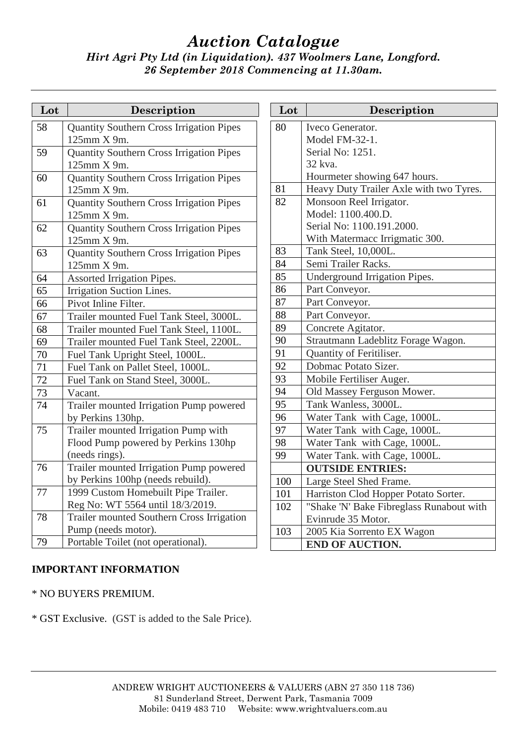# Auction Catalogue

***Hirt Agri Pty Ltd (in Liquidation). 437 Woolmers Lane, Longford.***
***26 September 2018 Commencing at 11.30am.***

| Lot | Description |
|---|---|
| 58 | Quantity Southern Cross Irrigation Pipes 125mm X 9m. |
| 59 | Quantity Southern Cross Irrigation Pipes 125mm X 9m. |
| 60 | Quantity Southern Cross Irrigation Pipes 125mm X 9m. |
| 61 | Quantity Southern Cross Irrigation Pipes 125mm X 9m. |
| 62 | Quantity Southern Cross Irrigation Pipes 125mm X 9m. |
| 63 | Quantity Southern Cross Irrigation Pipes 125mm X 9m. |
| 64 | Assorted Irrigation Pipes. |
| 65 | Irrigation Suction Lines. |
| 66 | Pivot Inline Filter. |
| 67 | Trailer mounted Fuel Tank Steel, 3000L. |
| 68 | Trailer mounted Fuel Tank Steel, 1100L. |
| 69 | Trailer mounted Fuel Tank Steel, 2200L. |
| 70 | Fuel Tank Upright Steel, 1000L. |
| 71 | Fuel Tank on Pallet Steel, 1000L. |
| 72 | Fuel Tank on Stand Steel, 3000L. |
| 73 | Vacant. |
| 74 | Trailer mounted Irrigation Pump powered by Perkins 130hp. |
| 75 | Trailer mounted Irrigation Pump with Flood Pump powered by Perkins 130hp (needs rings). |
| 76 | Trailer mounted Irrigation Pump powered by Perkins 100hp (needs rebuild). |
| 77 | 1999 Custom Homebuilt Pipe Trailer. Reg No: WT 5564 until 18/3/2019. |
| 78 | Trailer mounted Southern Cross Irrigation Pump (needs motor). |
| 79 | Portable Toilet (not operational). |
| 80 | Iveco Generator. Model FM-32-1. Serial No: 1251. 32 kva. Hourmeter showing 647 hours. |
| 81 | Heavy Duty Trailer Axle with two Tyres. |
| 82 | Monsoon Reel Irrigator. Model: 1100.400.D. Serial No: 1100.191.2000. With Matermacc Irrigmatic 300. |
| 83 | Tank Steel, 10,000L. |
| 84 | Semi Trailer Racks. |
| 85 | Underground Irrigation Pipes. |
| 86 | Part Conveyor. |
| 87 | Part Conveyor. |
| 88 | Part Conveyor. |
| 89 | Concrete Agitator. |
| 90 | Strautmann Ladeblitz Forage Wagon. |
| 91 | Quantity of Feritiliser. |
| 92 | Dobmac Potato Sizer. |
| 93 | Mobile Fertiliser Auger. |
| 94 | Old Massey Ferguson Mower. |
| 95 | Tank Wanless, 3000L. |
| 96 | Water Tank with Cage, 1000L. |
| 97 | Water Tank with Cage, 1000L. |
| 98 | Water Tank with Cage, 1000L. |
| 99 | Water Tank. with Cage, 1000L. |
| | **OUTSIDE ENTRIES:** |
| 100 | Large Steel Shed Frame. |
| 101 | Harriston Clod Hopper Potato Sorter. |
| 102 | "Shake 'N' Bake Fibreglass Runabout with Evinrude 35 Motor. |
| 103 | 2005 Kia Sorrento EX Wagon |
| | **END OF AUCTION.** |

**IMPORTANT INFORMATION**

* NO BUYERS PREMIUM.

* GST Exclusive. (GST is added to the Sale Price).

ANDREW WRIGHT AUCTIONEERS & VALUERS (ABN 27 350 118 736)
81 Sunderland Street, Derwent Park, Tasmania 7009
Mobile: 0419 483 710 Website: www.wrightvaluers.com.au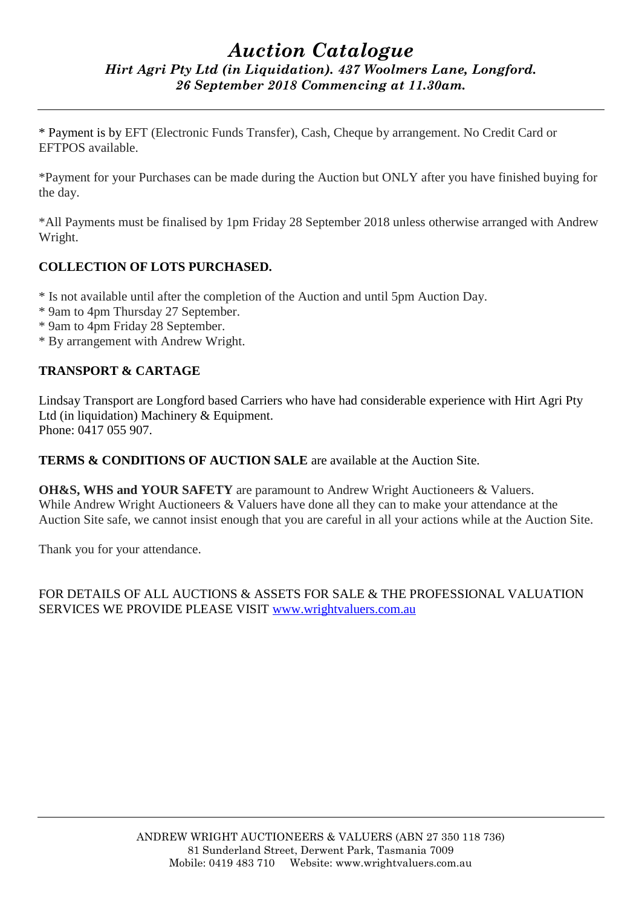# *Auction Catalogue*

***Hirt Agri Pty Ltd (in Liquidation). 437 Woolmers Lane, Longford.***
***26 September 2018 Commencing at 11.30am.***

* Payment is by EFT (Electronic Funds Transfer), Cash, Cheque by arrangement. No Credit Card or EFTPOS available.

*Payment for your Purchases can be made during the Auction but ONLY after you have finished buying for the day.

*All Payments must be finalised by 1pm Friday 28 September 2018 unless otherwise arranged with Andrew Wright.

**COLLECTION OF LOTS PURCHASED.**

* Is not available until after the completion of the Auction and until 5pm Auction Day.
* 9am to 4pm Thursday 27 September.
* 9am to 4pm Friday 28 September.
* By arrangement with Andrew Wright.

**TRANSPORT & CARTAGE**

Lindsay Transport are Longford based Carriers who have had considerable experience with Hirt Agri Pty Ltd (in liquidation) Machinery & Equipment.
Phone: 0417 055 907.

**TERMS & CONDITIONS OF AUCTION SALE** are available at the Auction Site.

**OH&S, WHS and YOUR SAFETY** are paramount to Andrew Wright Auctioneers & Valuers.
While Andrew Wright Auctioneers & Valuers have done all they can to make your attendance at the Auction Site safe, we cannot insist enough that you are careful in all your actions while at the Auction Site.

Thank you for your attendance.

FOR DETAILS OF ALL AUCTIONS & ASSETS FOR SALE & THE PROFESSIONAL VALUATION SERVICES WE PROVIDE PLEASE VISIT [www.wrightvaluers.com.au](http://www.wrightvaluers.com.au)

ANDREW WRIGHT AUCTIONEERS & VALUERS (ABN 27 350 118 736)
81 Sunderland Street, Derwent Park, Tasmania 7009
Mobile: 0419 483 710 Website: www.wrightvaluers.com.au